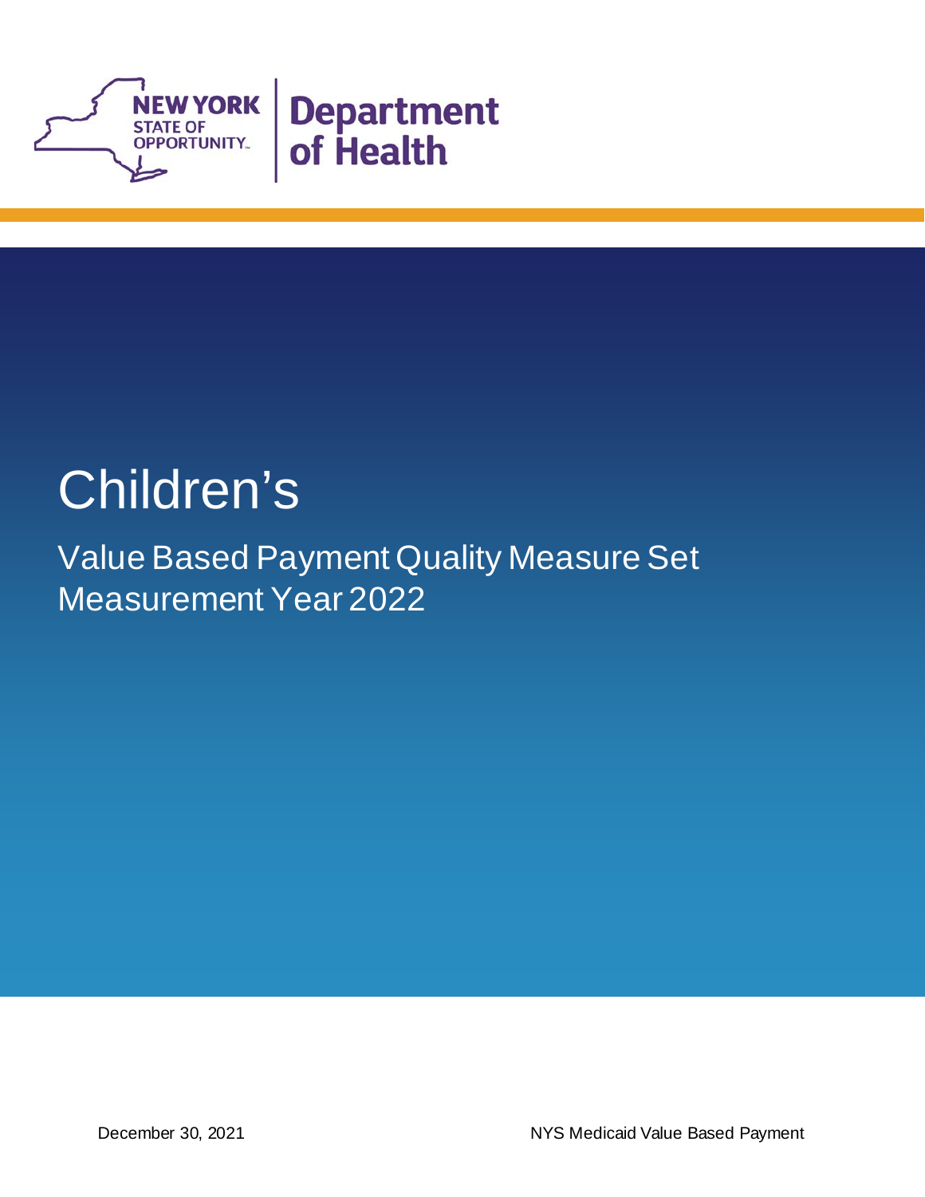NEW YORK STATE OF OPPORTUNITY | Department of Health

# Children's

## Value Based Payment Quality Measure Set Measurement Year 2022

December 30, 2021

NYS Medicaid Value Based Payment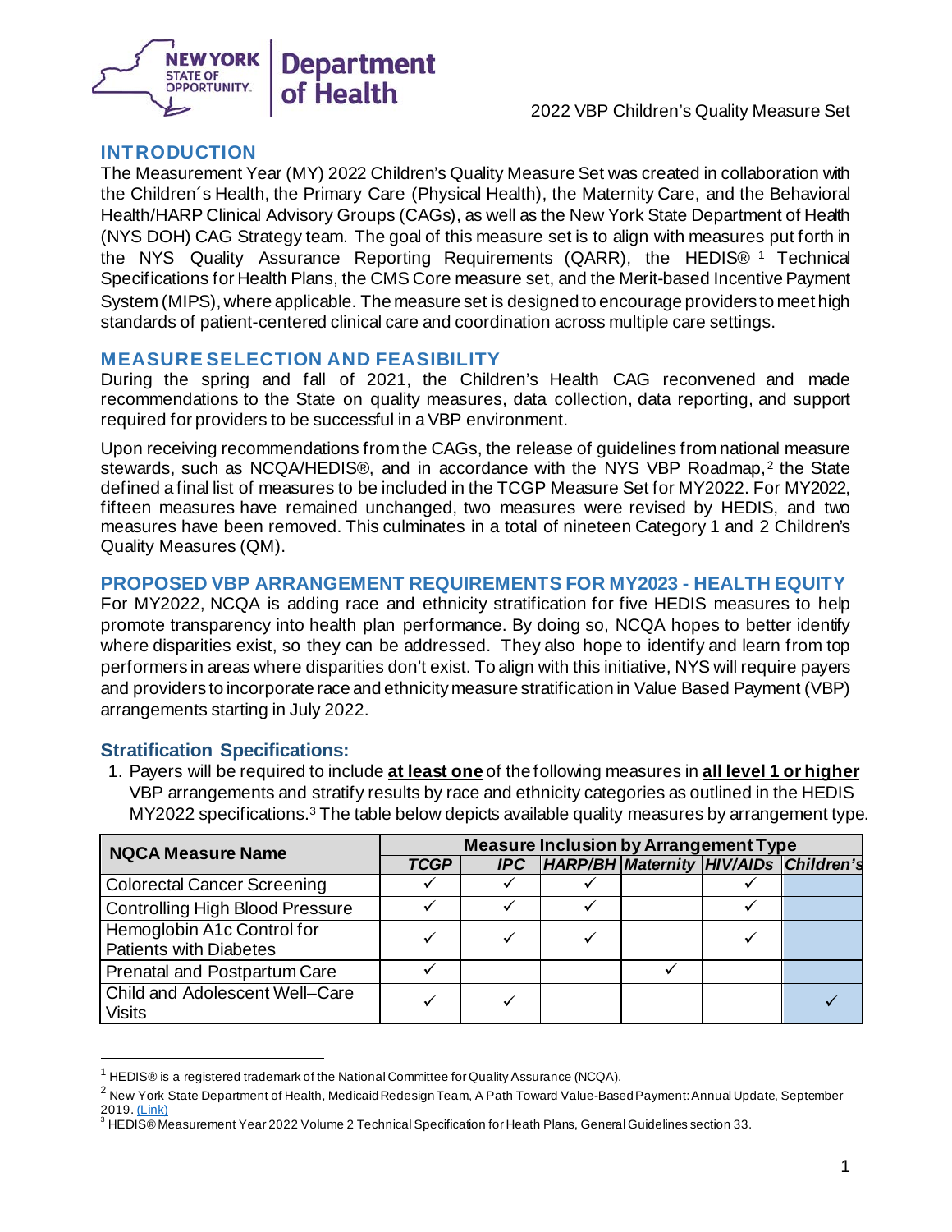## INTRODUCTION

The Measurement Year (MY) 2022 Children's Quality Measure Set was created in collaboration with the Children´s Health, the Primary Care (Physical Health), the Maternity Care, and the Behavioral Health/HARP Clinical Advisory Groups (CAGs), as well as the New York State Department of Health (NYS DOH) CAG Strategy team. The goal of this measure set is to align with measures put forth in the NYS Quality Assurance Reporting Requirements (QARR), the HEDIS®[1] Technical Specifications for Health Plans, the CMS Core measure set, and the Merit-based Incentive Payment System (MIPS), where applicable. The measure set is designed to encourage providers to meet high standards of patient-centered clinical care and coordination across multiple care settings.

## MEASURE SELECTION AND FEASIBILITY

During the spring and fall of 2021, the Children's Health CAG reconvened and made recommendations to the State on quality measures, data collection, data reporting, and support required for providers to be successful in a VBP environment.

Upon receiving recommendations from the CAGs, the release of guidelines from national measure stewards, such as NCQA/HEDIS®, and in accordance with the NYS VBP Roadmap,[2] the State defined a final list of measures to be included in the TCGP Measure Set for MY2022. For MY2022, fifteen measures have remained unchanged, two measures were revised by HEDIS, and two measures have been removed. This culminates in a total of nineteen Category 1 and 2 Children's Quality Measures (QM).

## PROPOSED VBP ARRANGEMENT REQUIREMENTS FOR MY2023 - HEALTH EQUITY

For MY2022, NCQA is adding race and ethnicity stratification for five HEDIS measures to help promote transparency into health plan performance. By doing so, NCQA hopes to better identify where disparities exist, so they can be addressed. They also hope to identify and learn from top performers in areas where disparities don't exist. To align with this initiative, NYS will require payers and providers to incorporate race and ethnicity measure stratification in Value Based Payment (VBP) arrangements starting in July 2022.

### Stratification Specifications:

1. Payers will be required to include **at least one** of the following measures in **all level 1 or higher** VBP arrangements and stratify results by race and ethnicity categories as outlined in the HEDIS MY2022 specifications.[3] The table below depicts available quality measures by arrangement type.

| NQCA Measure Name | Measure Inclusion by Arrangement Type | | | | | |
|---|---|---|---|---|---|---|
| | ***TCGP*** | ***IPC*** | ***HARP/BH*** | ***Maternity*** | ***HIV/AIDs*** | ***Children's*** |
| Colorectal Cancer Screening | ✓ | ✓ | ✓ | | ✓ | |
| Controlling High Blood Pressure | ✓ | ✓ | ✓ | | ✓ | |
| Hemoglobin A1c Control for Patients with Diabetes | ✓ | ✓ | ✓ | | ✓ | |
| Prenatal and Postpartum Care | ✓ | | | ✓ | | |
| Child and Adolescent Well–Care Visits | ✓ | ✓ | | | | ✓ |

[1] HEDIS® is a registered trademark of the National Committee for Quality Assurance (NCQA).

[2] New York State Department of Health, Medicaid Redesign Team, A Path Toward Value-Based Payment: Annual Update, September 2019. (Link)

[3] HEDIS® Measurement Year 2022 Volume 2 Technical Specification for Heath Plans, General Guidelines section 33.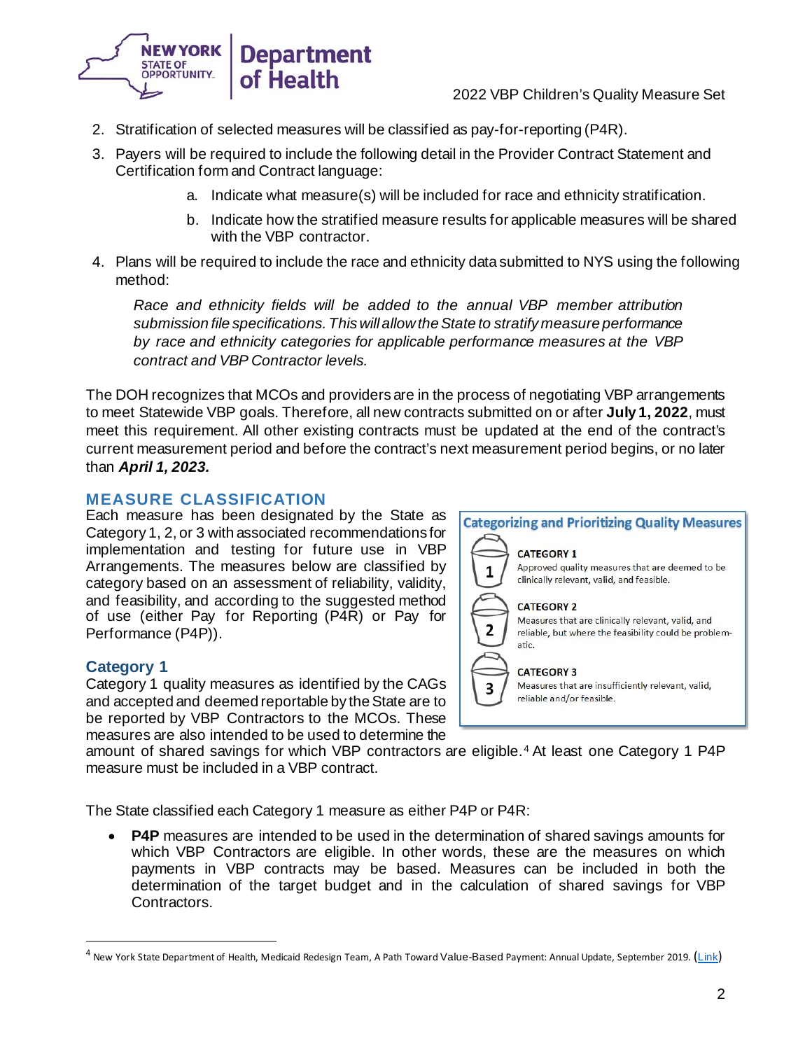2. Stratification of selected measures will be classified as pay-for-reporting (P4R).
3. Payers will be required to include the following detail in the Provider Contract Statement and Certification form and Contract language:
    a. Indicate what measure(s) will be included for race and ethnicity stratification.
    b. Indicate how the stratified measure results for applicable measures will be shared with the VBP contractor.
4. Plans will be required to include the race and ethnicity data submitted to NYS using the following method:

    *Race and ethnicity fields will be added to the annual VBP member attribution submission file specifications. This will allow the State to stratify measure performance by race and ethnicity categories for applicable performance measures at the VBP contract and VBP Contractor levels.*

The DOH recognizes that MCOs and providers are in the process of negotiating VBP arrangements to meet Statewide VBP goals. Therefore, all new contracts submitted on or after **July 1, 2022**, must meet this requirement. All other existing contracts must be updated at the end of the contract's current measurement period and before the contract's next measurement period begins, or no later than ***April 1, 2023.***

## MEASURE CLASSIFICATION

Each measure has been designated by the State as Category 1, 2, or 3 with associated recommendations for implementation and testing for future use in VBP Arrangements. The measures below are classified by category based on an assessment of reliability, validity, and feasibility, and according to the suggested method of use (either Pay for Reporting (P4R) or Pay for Performance (P4P)).

**Categorizing and Prioritizing Quality Measures**

**CATEGORY 1**
Approved quality measures that are deemed to be clinically relevant, valid, and feasible.

**CATEGORY 2**
Measures that are clinically relevant, valid, and reliable, but where the feasibility could be problematic.

**CATEGORY 3**
Measures that are insufficiently relevant, valid, reliable and/or feasible.

### Category 1

Category 1 quality measures as identified by the CAGs and accepted and deemed reportable by the State are to be reported by VBP Contractors to the MCOs. These measures are also intended to be used to determine the amount of shared savings for which VBP contractors are eligible.[4] At least one Category 1 P4P measure must be included in a VBP contract.

The State classified each Category 1 measure as either P4P or P4R:

- **P4P** measures are intended to be used in the determination of shared savings amounts for which VBP Contractors are eligible. In other words, these are the measures on which payments in VBP contracts may be based. Measures can be included in both the determination of the target budget and in the calculation of shared savings for VBP Contractors.

[4] New York State Department of Health, Medicaid Redesign Team, A Path Toward Value-Based Payment: Annual Update, September 2019. (Link)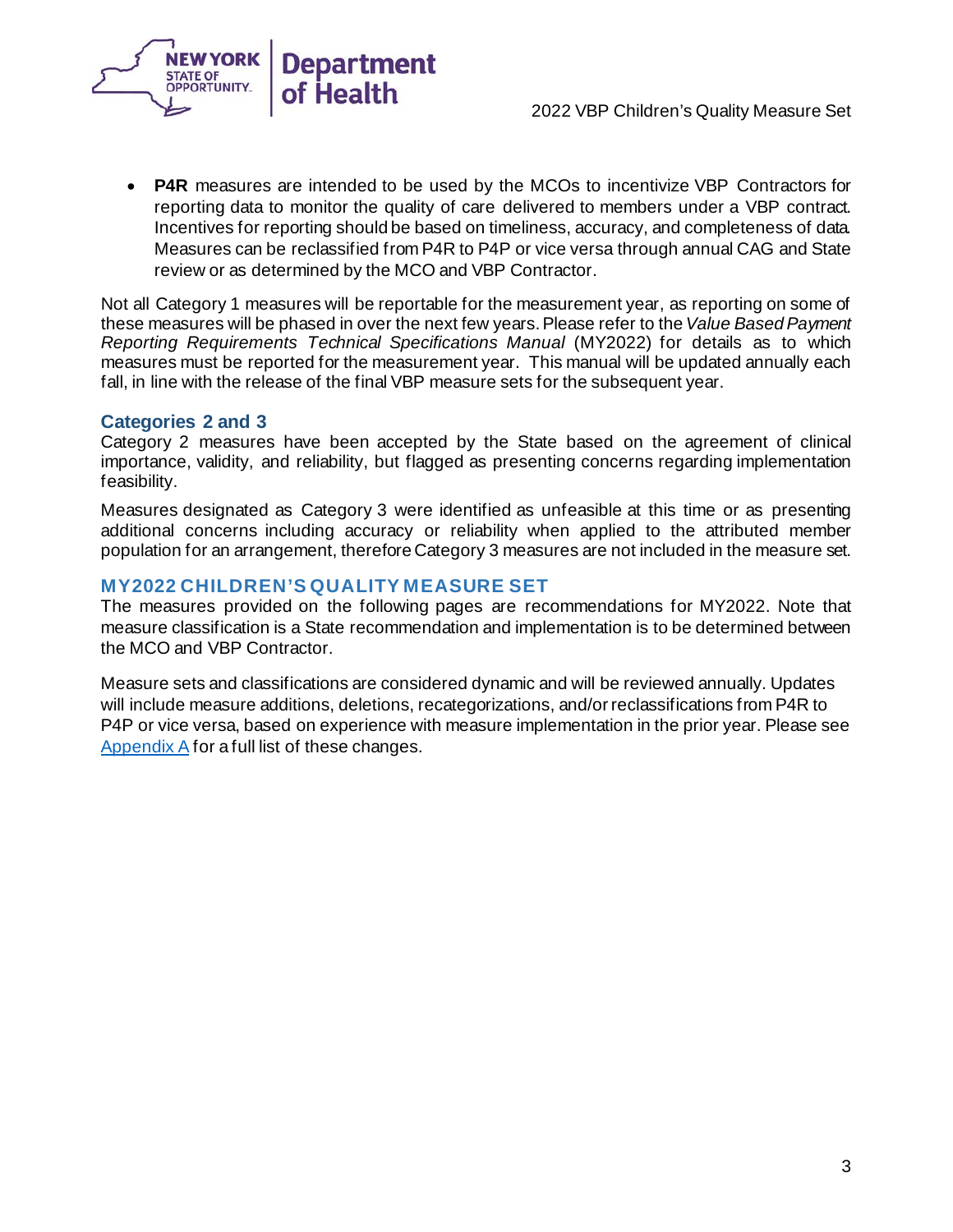- **P4R** measures are intended to be used by the MCOs to incentivize VBP Contractors for reporting data to monitor the quality of care delivered to members under a VBP contract. Incentives for reporting should be based on timeliness, accuracy, and completeness of data. Measures can be reclassified from P4R to P4P or vice versa through annual CAG and State review or as determined by the MCO and VBP Contractor.

Not all Category 1 measures will be reportable for the measurement year, as reporting on some of these measures will be phased in over the next few years. Please refer to the *Value Based Payment Reporting Requirements Technical Specifications Manual* (MY2022) for details as to which measures must be reported for the measurement year. This manual will be updated annually each fall, in line with the release of the final VBP measure sets for the subsequent year.

### Categories 2 and 3

Category 2 measures have been accepted by the State based on the agreement of clinical importance, validity, and reliability, but flagged as presenting concerns regarding implementation feasibility.

Measures designated as Category 3 were identified as unfeasible at this time or as presenting additional concerns including accuracy or reliability when applied to the attributed member population for an arrangement, therefore Category 3 measures are not included in the measure set.

## MY2022 CHILDREN'S QUALITY MEASURE SET

The measures provided on the following pages are recommendations for MY2022. Note that measure classification is a State recommendation and implementation is to be determined between the MCO and VBP Contractor.

Measure sets and classifications are considered dynamic and will be reviewed annually. Updates will include measure additions, deletions, recategorizations, and/or reclassifications from P4R to P4P or vice versa, based on experience with measure implementation in the prior year. Please see Appendix A for a full list of these changes.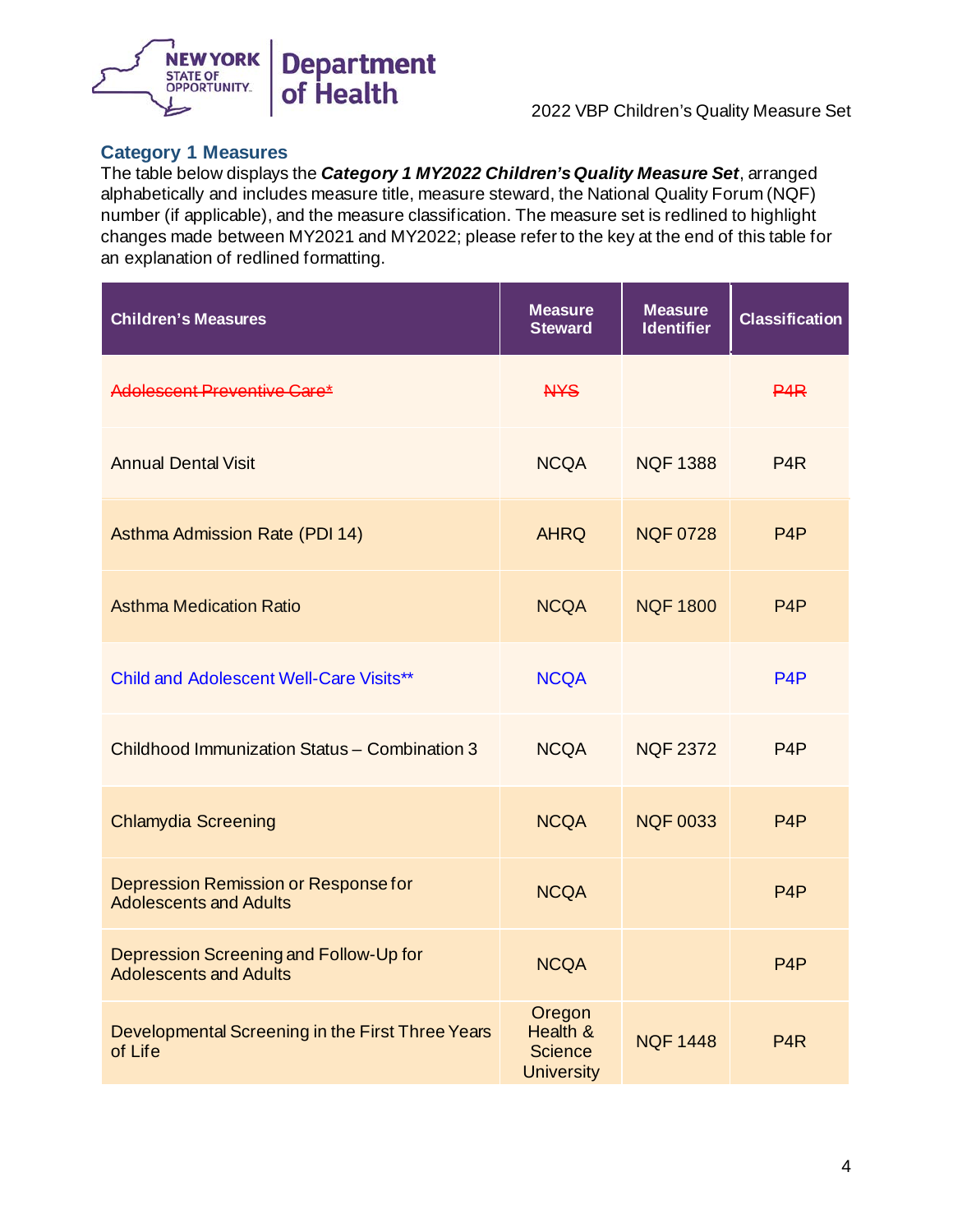## Category 1 Measures

The table below displays the ***Category 1 MY2022 Children's Quality Measure Set***, arranged alphabetically and includes measure title, measure steward, the National Quality Forum (NQF) number (if applicable), and the measure classification. The measure set is redlined to highlight changes made between MY2021 and MY2022; please refer to the key at the end of this table for an explanation of redlined formatting.

| Children's Measures | Measure Steward | Measure Identifier | Classification |
|---|---|---|---|
| ~~Adolescent Preventive Care*~~ | ~~NYS~~ | | ~~P4R~~ |
| Annual Dental Visit | NCQA | NQF 1388 | P4R |
| Asthma Admission Rate (PDI 14) | AHRQ | NQF 0728 | P4P |
| Asthma Medication Ratio | NCQA | NQF 1800 | P4P |
| Child and Adolescent Well-Care Visits** | NCQA | | P4P |
| Childhood Immunization Status – Combination 3 | NCQA | NQF 2372 | P4P |
| Chlamydia Screening | NCQA | NQF 0033 | P4P |
| Depression Remission or Response for Adolescents and Adults | NCQA | | P4P |
| Depression Screening and Follow-Up for Adolescents and Adults | NCQA | | P4P |
| Developmental Screening in the First Three Years of Life | Oregon Health & Science University | NQF 1448 | P4R |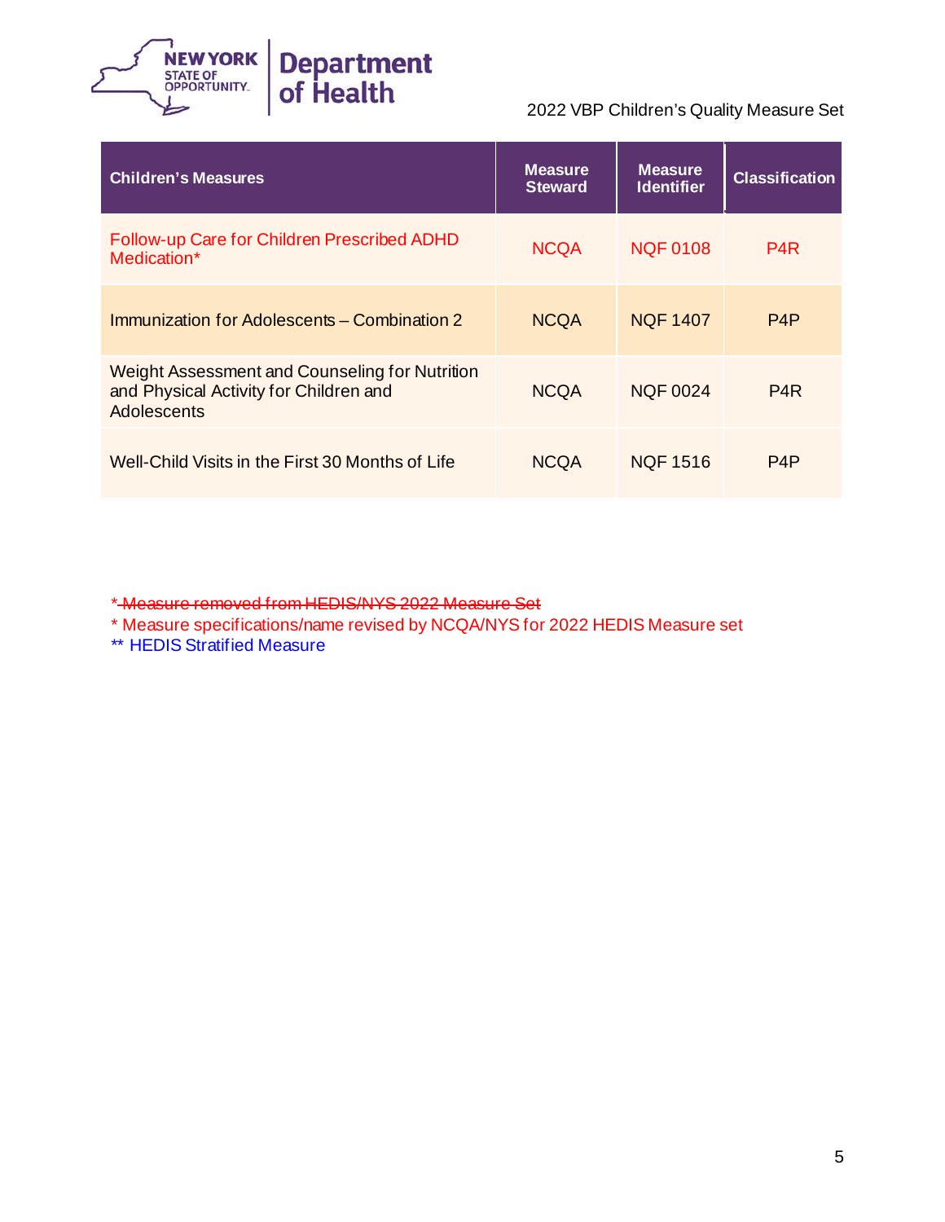2022 VBP Children's Quality Measure Set

| Children's Measures | Measure Steward | Measure Identifier | Classification |
|---|---|---|---|
| Follow-up Care for Children Prescribed ADHD Medication* | NCQA | NQF 0108 | P4R |
| Immunization for Adolescents – Combination 2 | NCQA | NQF 1407 | P4P |
| Weight Assessment and Counseling for Nutrition and Physical Activity for Children and Adolescents | NCQA | NQF 0024 | P4R |
| Well-Child Visits in the First 30 Months of Life | NCQA | NQF 1516 | P4P |

~~* Measure removed from HEDIS/NYS 2022 Measure Set~~

* Measure specifications/name revised by NCQA/NYS for 2022 HEDIS Measure set

** HEDIS Stratified Measure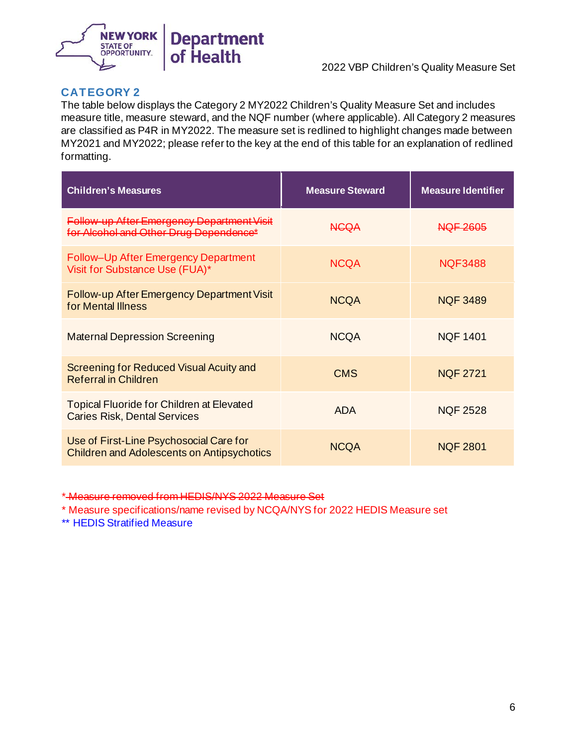## CATEGORY 2

The table below displays the Category 2 MY2022 Children's Quality Measure Set and includes measure title, measure steward, and the NQF number (where applicable). All Category 2 measures are classified as P4R in MY2022. The measure set is redlined to highlight changes made between MY2021 and MY2022; please refer to the key at the end of this table for an explanation of redlined formatting.

| Children's Measures | Measure Steward | Measure Identifier |
|---|---|---|
| ~~Follow-up After Emergency Department Visit for Alcohol and Other Drug Dependence*~~ | ~~NCQA~~ | ~~NQF 2605~~ |
| Follow–Up After Emergency Department Visit for Substance Use (FUA)* | NCQA | NQF3488 |
| Follow-up After Emergency Department Visit for Mental Illness | NCQA | NQF 3489 |
| Maternal Depression Screening | NCQA | NQF 1401 |
| Screening for Reduced Visual Acuity and Referral in Children | CMS | NQF 2721 |
| Topical Fluoride for Children at Elevated Caries Risk, Dental Services | ADA | NQF 2528 |
| Use of First-Line Psychosocial Care for Children and Adolescents on Antipsychotics | NCQA | NQF 2801 |

~~* Measure removed from HEDIS/NYS 2022 Measure Set~~

* Measure specifications/name revised by NCQA/NYS for 2022 HEDIS Measure set

** HEDIS Stratified Measure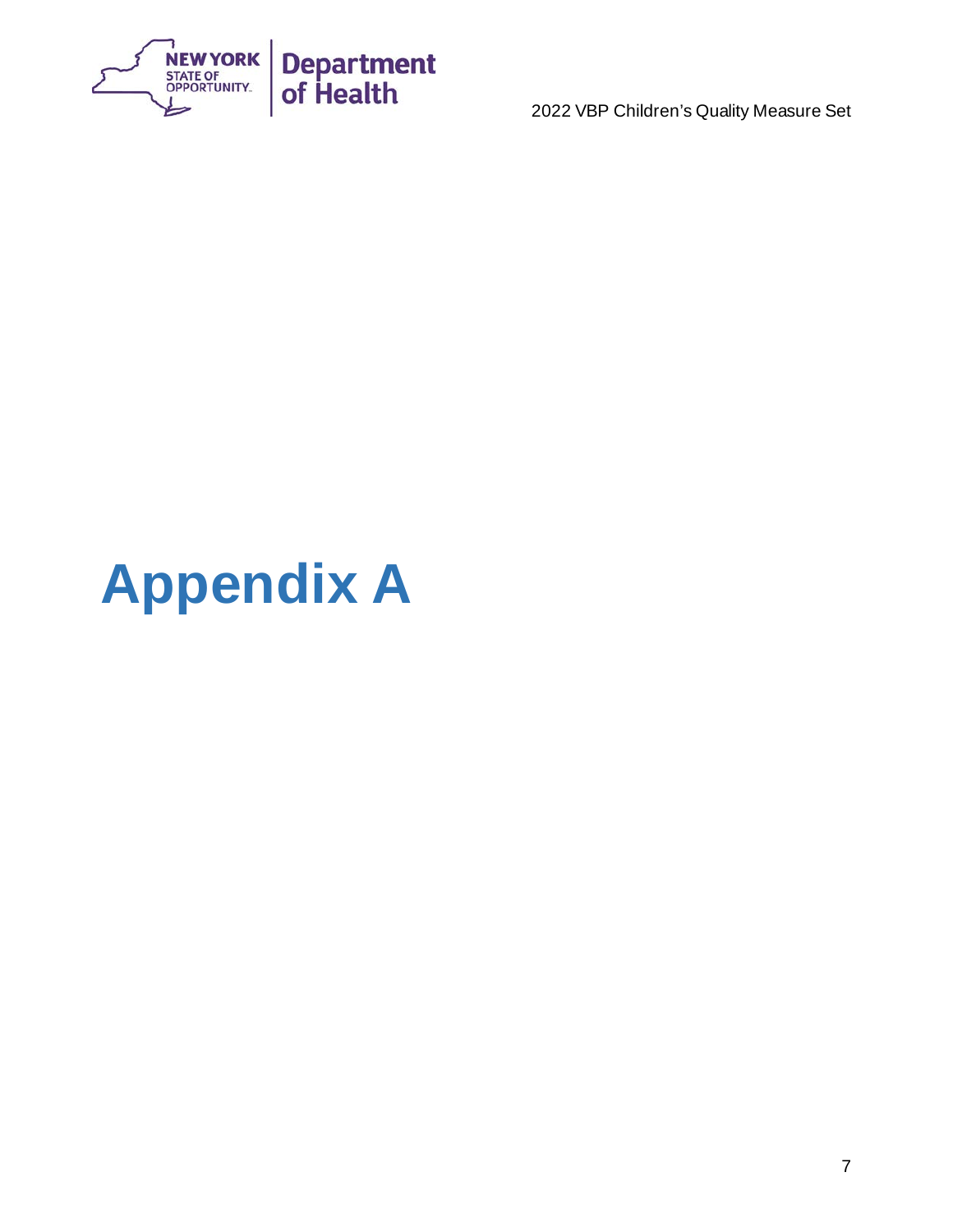# Appendix A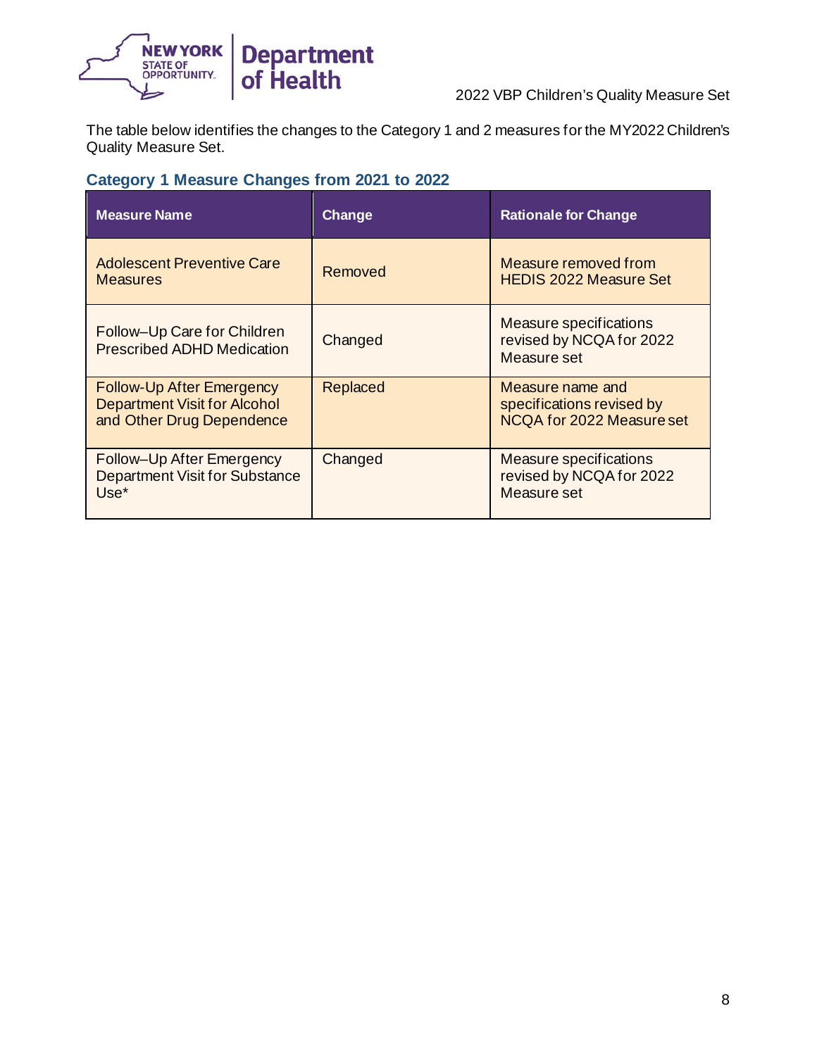The table below identifies the changes to the Category 1 and 2 measures for the MY2022 Children's Quality Measure Set.

## Category 1 Measure Changes from 2021 to 2022

| Measure Name | Change | Rationale for Change |
|---|---|---|
| Adolescent Preventive Care Measures | Removed | Measure removed from HEDIS 2022 Measure Set |
| Follow–Up Care for Children Prescribed ADHD Medication | Changed | Measure specifications revised by NCQA for 2022 Measure set |
| Follow-Up After Emergency Department Visit for Alcohol and Other Drug Dependence | Replaced | Measure name and specifications revised by NCQA for 2022 Measure set |
| Follow–Up After Emergency Department Visit for Substance Use* | Changed | Measure specifications revised by NCQA for 2022 Measure set |